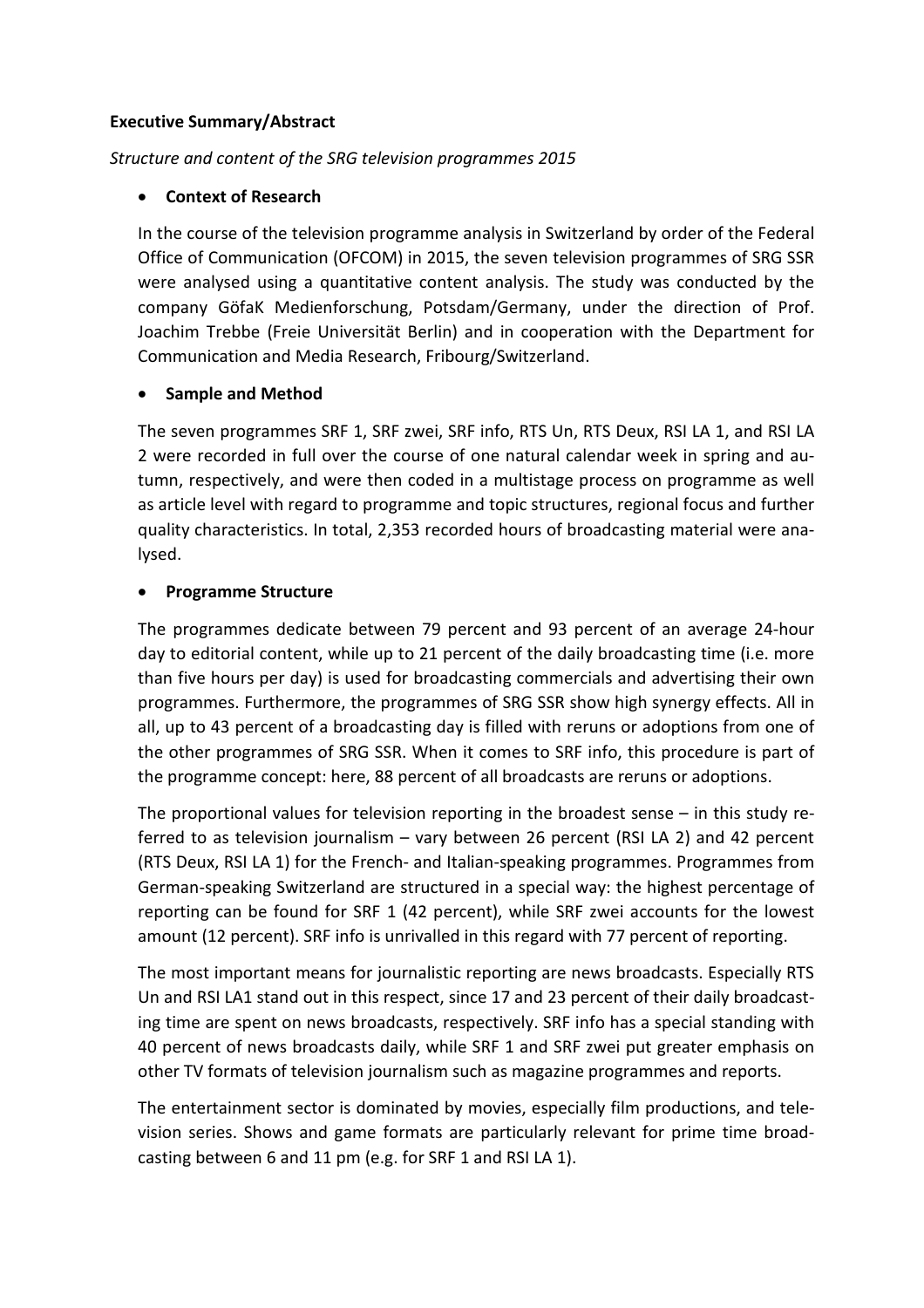**Executive Summary/Abstract**

*Structure and content of the SRG television programmes 2015*

- **Context of Research**

In the course of the television programme analysis in Switzerland by order of the Federal Office of Communication (OFCOM) in 2015, the seven television programmes of SRG SSR were analysed using a quantitative content analysis. The study was conducted by the company GöfaK Medienforschung, Potsdam/Germany, under the direction of Prof. Joachim Trebbe (Freie Universität Berlin) and in cooperation with the Department for Communication and Media Research, Fribourg/Switzerland.

- **Sample and Method**

The seven programmes SRF 1, SRF zwei, SRF info, RTS Un, RTS Deux, RSI LA 1, and RSI LA 2 were recorded in full over the course of one natural calendar week in spring and autumn, respectively, and were then coded in a multistage process on programme as well as article level with regard to programme and topic structures, regional focus and further quality characteristics. In total, 2,353 recorded hours of broadcasting material were analysed.

- **Programme Structure**

The programmes dedicate between 79 percent and 93 percent of an average 24-hour day to editorial content, while up to 21 percent of the daily broadcasting time (i.e. more than five hours per day) is used for broadcasting commercials and advertising their own programmes. Furthermore, the programmes of SRG SSR show high synergy effects. All in all, up to 43 percent of a broadcasting day is filled with reruns or adoptions from one of the other programmes of SRG SSR. When it comes to SRF info, this procedure is part of the programme concept: here, 88 percent of all broadcasts are reruns or adoptions.

The proportional values for television reporting in the broadest sense – in this study referred to as television journalism – vary between 26 percent (RSI LA 2) and 42 percent (RTS Deux, RSI LA 1) for the French- and Italian-speaking programmes. Programmes from German-speaking Switzerland are structured in a special way: the highest percentage of reporting can be found for SRF 1 (42 percent), while SRF zwei accounts for the lowest amount (12 percent). SRF info is unrivalled in this regard with 77 percent of reporting.

The most important means for journalistic reporting are news broadcasts. Especially RTS Un and RSI LA1 stand out in this respect, since 17 and 23 percent of their daily broadcasting time are spent on news broadcasts, respectively. SRF info has a special standing with 40 percent of news broadcasts daily, while SRF 1 and SRF zwei put greater emphasis on other TV formats of television journalism such as magazine programmes and reports.

The entertainment sector is dominated by movies, especially film productions, and television series. Shows and game formats are particularly relevant for prime time broadcasting between 6 and 11 pm (e.g. for SRF 1 and RSI LA 1).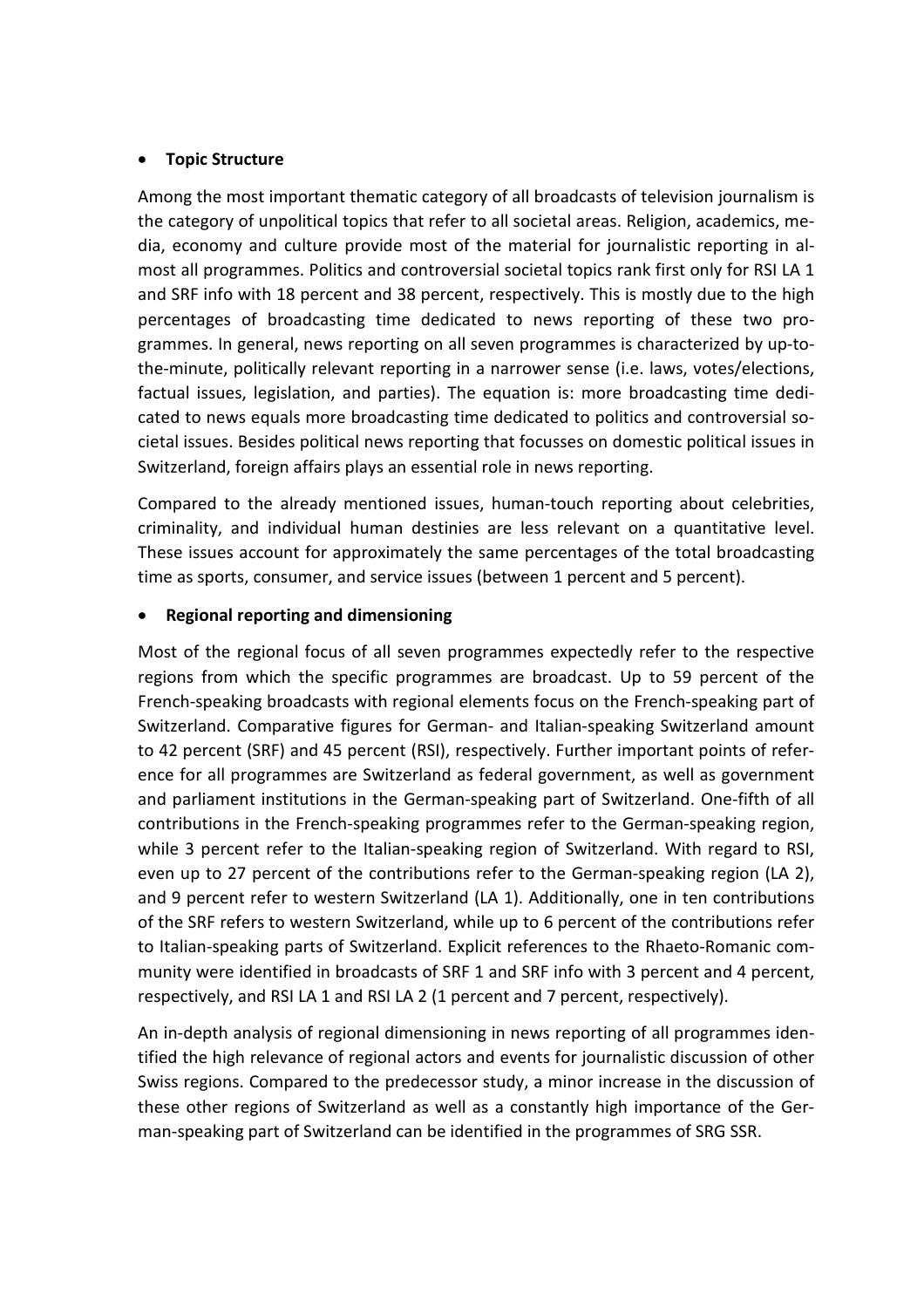- **Topic Structure**

Among the most important thematic category of all broadcasts of television journalism is the category of unpolitical topics that refer to all societal areas. Religion, academics, media, economy and culture provide most of the material for journalistic reporting in almost all programmes. Politics and controversial societal topics rank first only for RSI LA 1 and SRF info with 18 percent and 38 percent, respectively. This is mostly due to the high percentages of broadcasting time dedicated to news reporting of these two programmes. In general, news reporting on all seven programmes is characterized by up-to-the-minute, politically relevant reporting in a narrower sense (i.e. laws, votes/elections, factual issues, legislation, and parties). The equation is: more broadcasting time dedicated to news equals more broadcasting time dedicated to politics and controversial societal issues. Besides political news reporting that focusses on domestic political issues in Switzerland, foreign affairs plays an essential role in news reporting.

Compared to the already mentioned issues, human-touch reporting about celebrities, criminality, and individual human destinies are less relevant on a quantitative level. These issues account for approximately the same percentages of the total broadcasting time as sports, consumer, and service issues (between 1 percent and 5 percent).

- **Regional reporting and dimensioning**

Most of the regional focus of all seven programmes expectedly refer to the respective regions from which the specific programmes are broadcast. Up to 59 percent of the French-speaking broadcasts with regional elements focus on the French-speaking part of Switzerland. Comparative figures for German- and Italian-speaking Switzerland amount to 42 percent (SRF) and 45 percent (RSI), respectively. Further important points of reference for all programmes are Switzerland as federal government, as well as government and parliament institutions in the German-speaking part of Switzerland. One-fifth of all contributions in the French-speaking programmes refer to the German-speaking region, while 3 percent refer to the Italian-speaking region of Switzerland. With regard to RSI, even up to 27 percent of the contributions refer to the German-speaking region (LA 2), and 9 percent refer to western Switzerland (LA 1). Additionally, one in ten contributions of the SRF refers to western Switzerland, while up to 6 percent of the contributions refer to Italian-speaking parts of Switzerland. Explicit references to the Rhaeto-Romanic community were identified in broadcasts of SRF 1 and SRF info with 3 percent and 4 percent, respectively, and RSI LA 1 and RSI LA 2 (1 percent and 7 percent, respectively).

An in-depth analysis of regional dimensioning in news reporting of all programmes identified the high relevance of regional actors and events for journalistic discussion of other Swiss regions. Compared to the predecessor study, a minor increase in the discussion of these other regions of Switzerland as well as a constantly high importance of the German-speaking part of Switzerland can be identified in the programmes of SRG SSR.